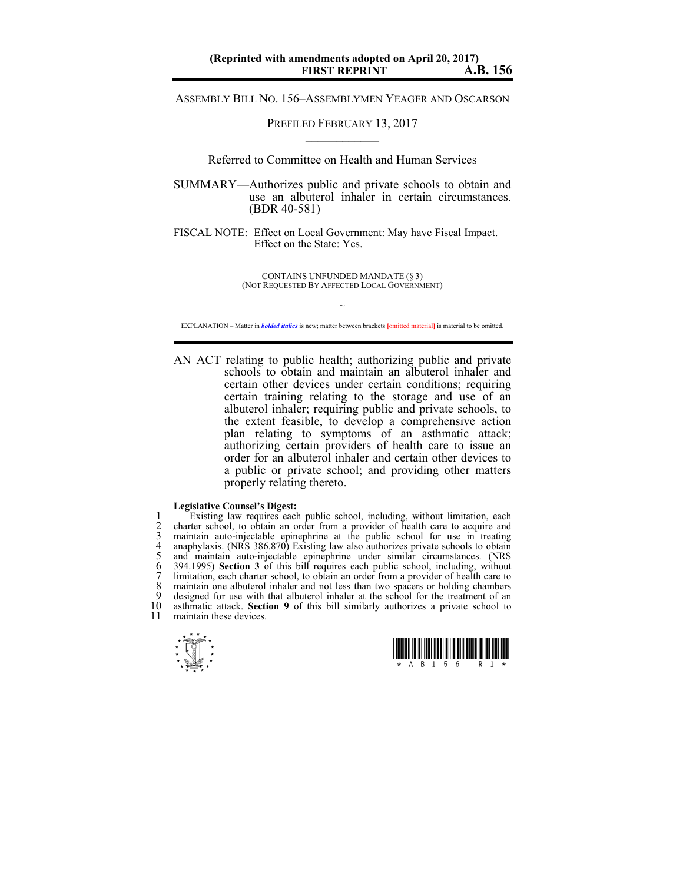(Reprinted with amendments adopted on April 20, 2017)
**FIRST REPRINT** **A.B. 156**

ASSEMBLY BILL NO. 156–ASSEMBLYMEN YEAGER AND OSCARSON

PREFILED FEBRUARY 13, 2017

Referred to Committee on Health and Human Services

SUMMARY—Authorizes public and private schools to obtain and use an albuterol inhaler in certain circumstances. (BDR 40-581)

FISCAL NOTE: Effect on Local Government: May have Fiscal Impact.
Effect on the State: Yes.

CONTAINS UNFUNDED MANDATE (§ 3)
(NOT REQUESTED BY AFFECTED LOCAL GOVERNMENT)

~

EXPLANATION – Matter in ***bolded italics*** is new; matter between brackets [omitted material] is material to be omitted.

AN ACT relating to public health; authorizing public and private schools to obtain and maintain an albuterol inhaler and certain other devices under certain conditions; requiring certain training relating to the storage and use of an albuterol inhaler; requiring public and private schools, to the extent feasible, to develop a comprehensive action plan relating to symptoms of an asthmatic attack; authorizing certain providers of health care to issue an order for an albuterol inhaler and certain other devices to a public or private school; and providing other matters properly relating thereto.

**Legislative Counsel's Digest:**

1 Existing law requires each public school, including, without limitation, each
2 charter school, to obtain an order from a provider of health care to acquire and
3 maintain auto-injectable epinephrine at the public school for use in treating
4 anaphylaxis. (NRS 386.870) Existing law also authorizes private schools to obtain
5 and maintain auto-injectable epinephrine under similar circumstances. (NRS
6 394.1995) **Section 3** of this bill requires each public school, including, without
7 limitation, each charter school, to obtain an order from a provider of health care to
8 maintain one albuterol inhaler and not less than two spacers or holding chambers
9 designed for use with that albuterol inhaler at the school for the treatment of an
10 asthmatic attack. **Section 9** of this bill similarly authorizes a private school to
11 maintain these devices.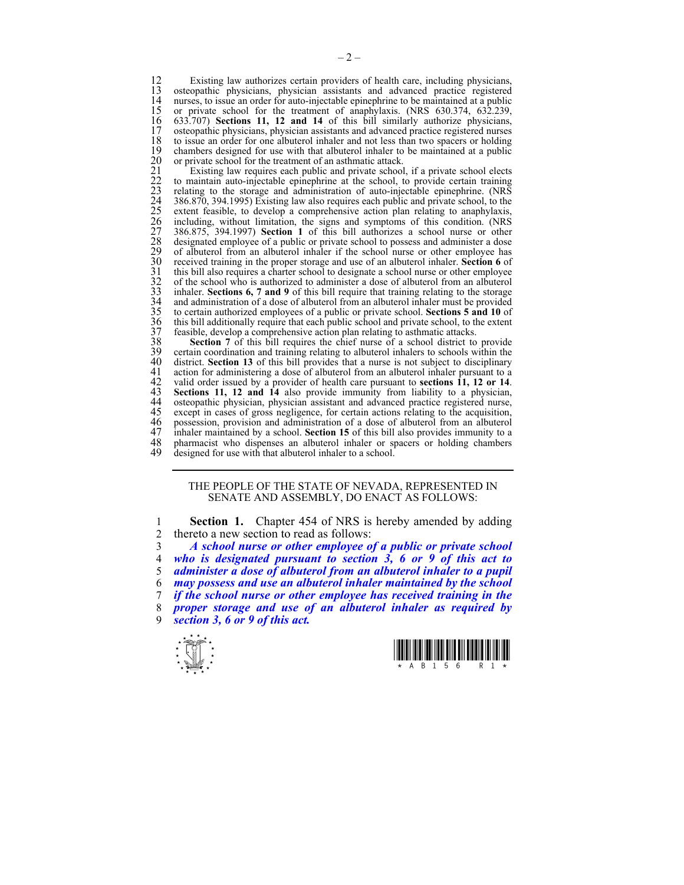Existing law authorizes certain providers of health care, including physicians, osteopathic physicians, physician assistants and advanced practice registered nurses, to issue an order for auto-injectable epinephrine to be maintained at a public or private school for the treatment of anaphylaxis. (NRS 630.374, 632.239, 633.707) **Sections 11, 12 and 14** of this bill similarly authorize physicians, osteopathic physicians, physician assistants and advanced practice registered nurses to issue an order for one albuterol inhaler and not less than two spacers or holding chambers designed for use with that albuterol inhaler to be maintained at a public or private school for the treatment of an asthmatic attack.

Existing law requires each public and private school, if a private school elects to maintain auto-injectable epinephrine at the school, to provide certain training relating to the storage and administration of auto-injectable epinephrine. (NRS 386.870, 394.1995) Existing law also requires each public and private school, to the extent feasible, to develop a comprehensive action plan relating to anaphylaxis, including, without limitation, the signs and symptoms of this condition. (NRS 386.875, 394.1997) **Section 1** of this bill authorizes a school nurse or other designated employee of a public or private school to possess and administer a dose of albuterol from an albuterol inhaler if the school nurse or other employee has received training in the proper storage and use of an albuterol inhaler. **Section 6** of this bill also requires a charter school to designate a school nurse or other employee of the school who is authorized to administer a dose of albuterol from an albuterol inhaler. **Sections 6, 7 and 9** of this bill require that training relating to the storage and administration of a dose of albuterol from an albuterol inhaler must be provided to certain authorized employees of a public or private school. **Sections 5 and 10** of this bill additionally require that each public school and private school, to the extent feasible, develop a comprehensive action plan relating to asthmatic attacks.

**Section 7** of this bill requires the chief nurse of a school district to provide certain coordination and training relating to albuterol inhalers to schools within the district. **Section 13** of this bill provides that a nurse is not subject to disciplinary action for administering a dose of albuterol from an albuterol inhaler pursuant to a valid order issued by a provider of health care pursuant to **sections 11, 12 or 14**. **Sections 11, 12 and 14** also provide immunity from liability to a physician, osteopathic physician, physician assistant and advanced practice registered nurse, except in cases of gross negligence, for certain actions relating to the acquisition, possession, provision and administration of a dose of albuterol from an albuterol inhaler maintained by a school. **Section 15** of this bill also provides immunity to a pharmacist who dispenses an albuterol inhaler or spacers or holding chambers designed for use with that albuterol inhaler to a school.

---

THE PEOPLE OF THE STATE OF NEVADA, REPRESENTED IN SENATE AND ASSEMBLY, DO ENACT AS FOLLOWS:

**Section 1.** Chapter 454 of NRS is hereby amended by adding thereto a new section to read as follows:

***A school nurse or other employee of a public or private school who is designated pursuant to section 3, 6 or 9 of this act to administer a dose of albuterol from an albuterol inhaler to a pupil may possess and use an albuterol inhaler maintained by the school if the school nurse or other employee has received training in the proper storage and use of an albuterol inhaler as required by section 3, 6 or 9 of this act.***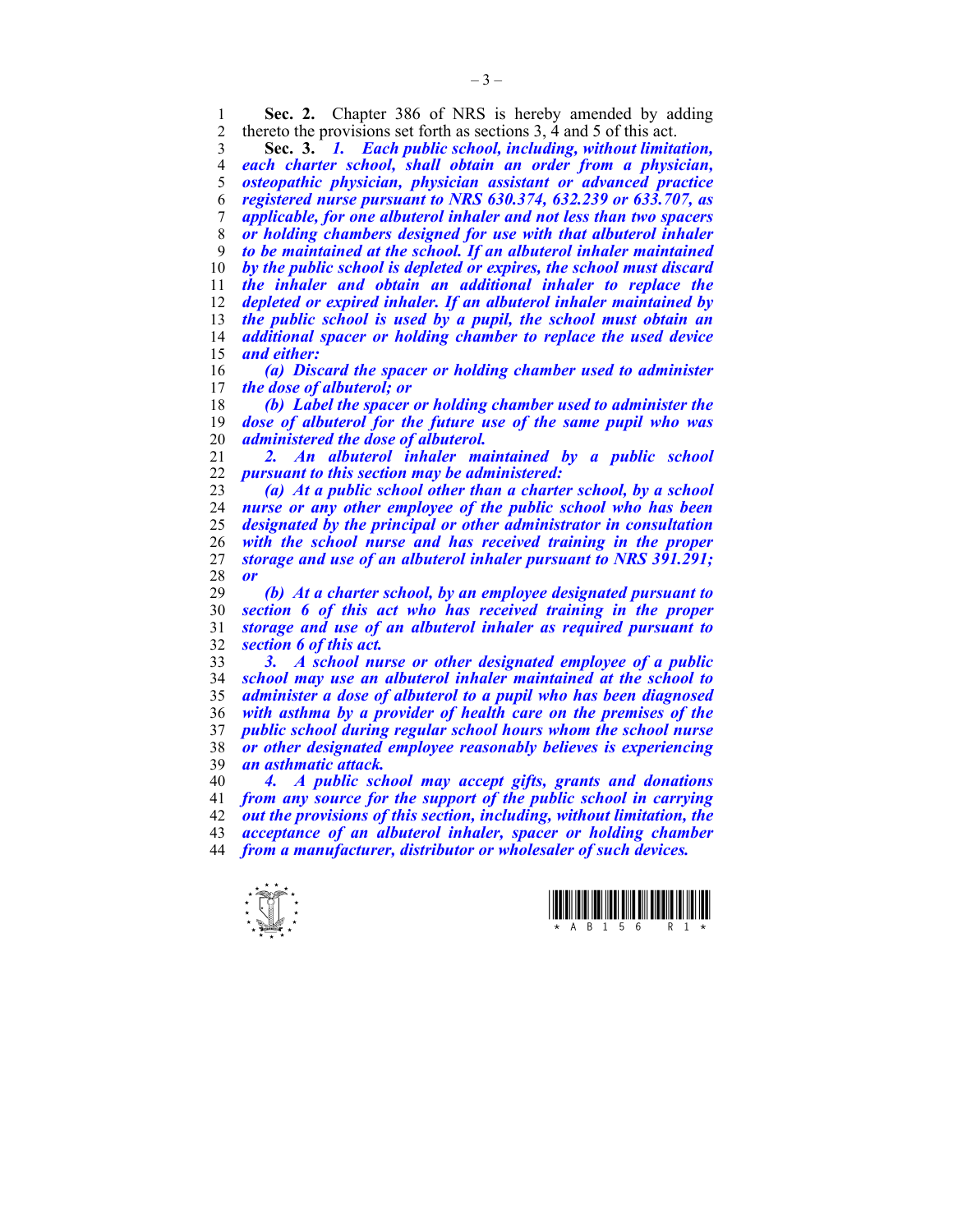**Sec. 2.** Chapter 386 of NRS is hereby amended by adding thereto the provisions set forth as sections 3, 4 and 5 of this act.

**Sec. 3.** ***1. Each public school, including, without limitation, each charter school, shall obtain an order from a physician, osteopathic physician, physician assistant or advanced practice registered nurse pursuant to NRS 630.374, 632.239 or 633.707, as applicable, for one albuterol inhaler and not less than two spacers or holding chambers designed for use with that albuterol inhaler to be maintained at the school. If an albuterol inhaler maintained by the public school is depleted or expires, the school must discard the inhaler and obtain an additional inhaler to replace the depleted or expired inhaler. If an albuterol inhaler maintained by the public school is used by a pupil, the school must obtain an additional spacer or holding chamber to replace the used device and either:***

***(a) Discard the spacer or holding chamber used to administer the dose of albuterol; or***

***(b) Label the spacer or holding chamber used to administer the dose of albuterol for the future use of the same pupil who was administered the dose of albuterol.***

***2. An albuterol inhaler maintained by a public school pursuant to this section may be administered:***

***(a) At a public school other than a charter school, by a school nurse or any other employee of the public school who has been designated by the principal or other administrator in consultation with the school nurse and has received training in the proper storage and use of an albuterol inhaler pursuant to NRS 391.291; or***

***(b) At a charter school, by an employee designated pursuant to section 6 of this act who has received training in the proper storage and use of an albuterol inhaler as required pursuant to section 6 of this act.***

***3. A school nurse or other designated employee of a public school may use an albuterol inhaler maintained at the school to administer a dose of albuterol to a pupil who has been diagnosed with asthma by a provider of health care on the premises of the public school during regular school hours whom the school nurse or other designated employee reasonably believes is experiencing an asthmatic attack.***

***4. A public school may accept gifts, grants and donations from any source for the support of the public school in carrying out the provisions of this section, including, without limitation, the acceptance of an albuterol inhaler, spacer or holding chamber from a manufacturer, distributor or wholesaler of such devices.***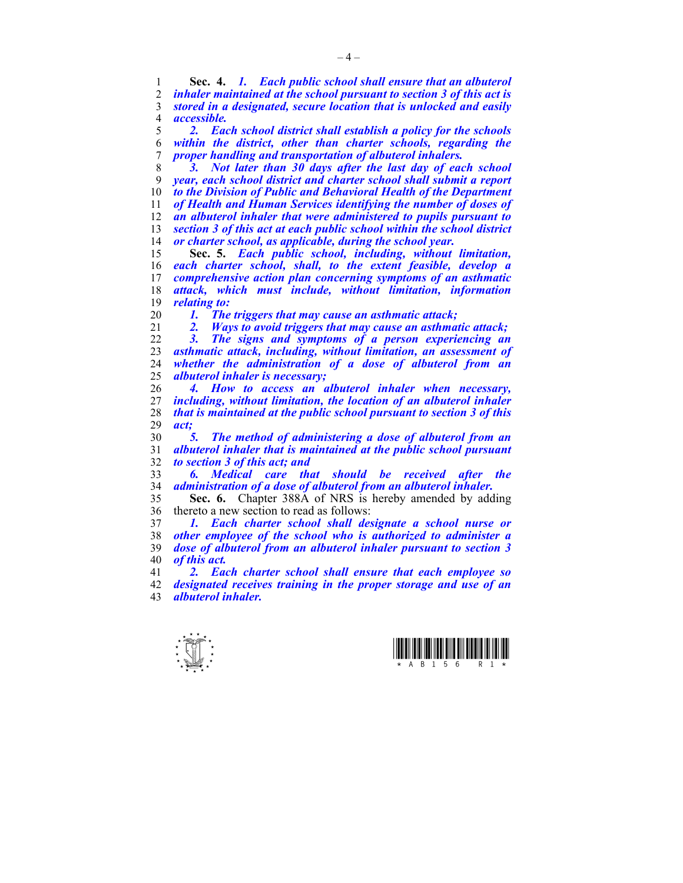**Sec. 4.** ***1. Each public school shall ensure that an albuterol inhaler maintained at the school pursuant to section 3 of this act is stored in a designated, secure location that is unlocked and easily accessible.***

***2. Each school district shall establish a policy for the schools within the district, other than charter schools, regarding the proper handling and transportation of albuterol inhalers.***

***3. Not later than 30 days after the last day of each school year, each school district and charter school shall submit a report to the Division of Public and Behavioral Health of the Department of Health and Human Services identifying the number of doses of an albuterol inhaler that were administered to pupils pursuant to section 3 of this act at each public school within the school district or charter school, as applicable, during the school year.***

**Sec. 5.** ***Each public school, including, without limitation, each charter school, shall, to the extent feasible, develop a comprehensive action plan concerning symptoms of an asthmatic attack, which must include, without limitation, information relating to:***

***1. The triggers that may cause an asthmatic attack;***

***2. Ways to avoid triggers that may cause an asthmatic attack;***

***3. The signs and symptoms of a person experiencing an asthmatic attack, including, without limitation, an assessment of whether the administration of a dose of albuterol from an albuterol inhaler is necessary;***

***4. How to access an albuterol inhaler when necessary, including, without limitation, the location of an albuterol inhaler that is maintained at the public school pursuant to section 3 of this act;***

***5. The method of administering a dose of albuterol from an albuterol inhaler that is maintained at the public school pursuant to section 3 of this act; and***

***6. Medical care that should be received after the administration of a dose of albuterol from an albuterol inhaler.***

**Sec. 6.** Chapter 388A of NRS is hereby amended by adding thereto a new section to read as follows:

***1. Each charter school shall designate a school nurse or other employee of the school who is authorized to administer a dose of albuterol from an albuterol inhaler pursuant to section 3 of this act.***

***2. Each charter school shall ensure that each employee so designated receives training in the proper storage and use of an albuterol inhaler.***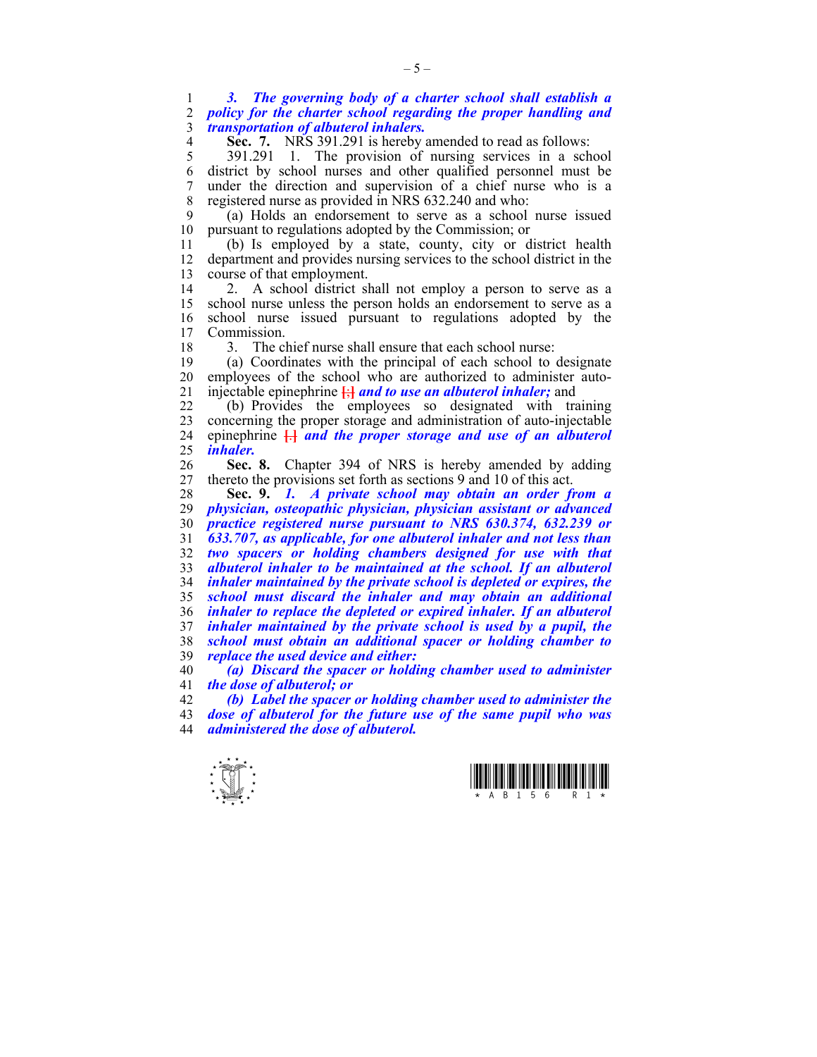***3. The governing body of a charter school shall establish a policy for the charter school regarding the proper handling and transportation of albuterol inhalers.***

**Sec. 7.** NRS 391.291 is hereby amended to read as follows:

391.291 1. The provision of nursing services in a school district by school nurses and other qualified personnel must be under the direction and supervision of a chief nurse who is a registered nurse as provided in NRS 632.240 and who:

(a) Holds an endorsement to serve as a school nurse issued pursuant to regulations adopted by the Commission; or

(b) Is employed by a state, county, city or district health department and provides nursing services to the school district in the course of that employment.

2. A school district shall not employ a person to serve as a school nurse unless the person holds an endorsement to serve as a school nurse issued pursuant to regulations adopted by the Commission.

3. The chief nurse shall ensure that each school nurse:

(a) Coordinates with the principal of each school to designate employees of the school who are authorized to administer auto-injectable epinephrine [;] ***and to use an albuterol inhaler;*** and

(b) Provides the employees so designated with training concerning the proper storage and administration of auto-injectable epinephrine [.] ***and the proper storage and use of an albuterol inhaler.***

**Sec. 8.** Chapter 394 of NRS is hereby amended by adding thereto the provisions set forth as sections 9 and 10 of this act.

**Sec. 9.** ***1. A private school may obtain an order from a physician, osteopathic physician, physician assistant or advanced practice registered nurse pursuant to NRS 630.374, 632.239 or 633.707, as applicable, for one albuterol inhaler and not less than two spacers or holding chambers designed for use with that albuterol inhaler to be maintained at the school. If an albuterol inhaler maintained by the private school is depleted or expires, the school must discard the inhaler and may obtain an additional inhaler to replace the depleted or expired inhaler. If an albuterol inhaler maintained by the private school is used by a pupil, the school must obtain an additional spacer or holding chamber to replace the used device and either:***

***(a) Discard the spacer or holding chamber used to administer the dose of albuterol; or***

***(b) Label the spacer or holding chamber used to administer the dose of albuterol for the future use of the same pupil who was administered the dose of albuterol.***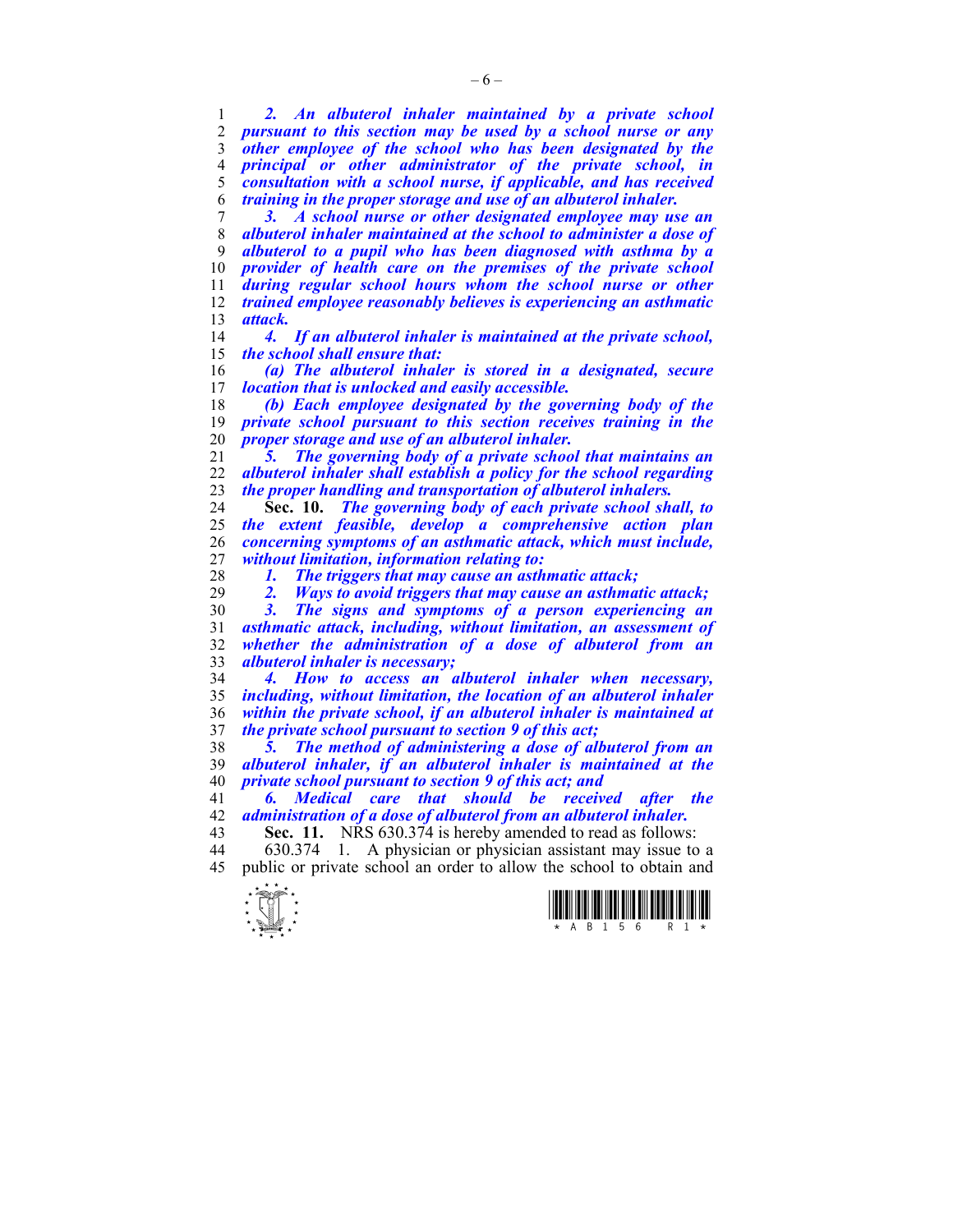***2. An albuterol inhaler maintained by a private school pursuant to this section may be used by a school nurse or any other employee of the school who has been designated by the principal or other administrator of the private school, in consultation with a school nurse, if applicable, and has received training in the proper storage and use of an albuterol inhaler.***

***3. A school nurse or other designated employee may use an albuterol inhaler maintained at the school to administer a dose of albuterol to a pupil who has been diagnosed with asthma by a provider of health care on the premises of the private school during regular school hours whom the school nurse or other trained employee reasonably believes is experiencing an asthmatic attack.***

***4. If an albuterol inhaler is maintained at the private school, the school shall ensure that:***

***(a) The albuterol inhaler is stored in a designated, secure location that is unlocked and easily accessible.***

***(b) Each employee designated by the governing body of the private school pursuant to this section receives training in the proper storage and use of an albuterol inhaler.***

***5. The governing body of a private school that maintains an albuterol inhaler shall establish a policy for the school regarding the proper handling and transportation of albuterol inhalers.***

**Sec. 10.** ***The governing body of each private school shall, to the extent feasible, develop a comprehensive action plan concerning symptoms of an asthmatic attack, which must include, without limitation, information relating to:***

***1. The triggers that may cause an asthmatic attack;***

***2. Ways to avoid triggers that may cause an asthmatic attack;***

***3. The signs and symptoms of a person experiencing an asthmatic attack, including, without limitation, an assessment of whether the administration of a dose of albuterol from an albuterol inhaler is necessary;***

***4. How to access an albuterol inhaler when necessary, including, without limitation, the location of an albuterol inhaler within the private school, if an albuterol inhaler is maintained at the private school pursuant to section 9 of this act;***

***5. The method of administering a dose of albuterol from an albuterol inhaler, if an albuterol inhaler is maintained at the private school pursuant to section 9 of this act; and***

***6. Medical care that should be received after the administration of a dose of albuterol from an albuterol inhaler.***

**Sec. 11.** NRS 630.374 is hereby amended to read as follows:

630.374 1. A physician or physician assistant may issue to a public or private school an order to allow the school to obtain and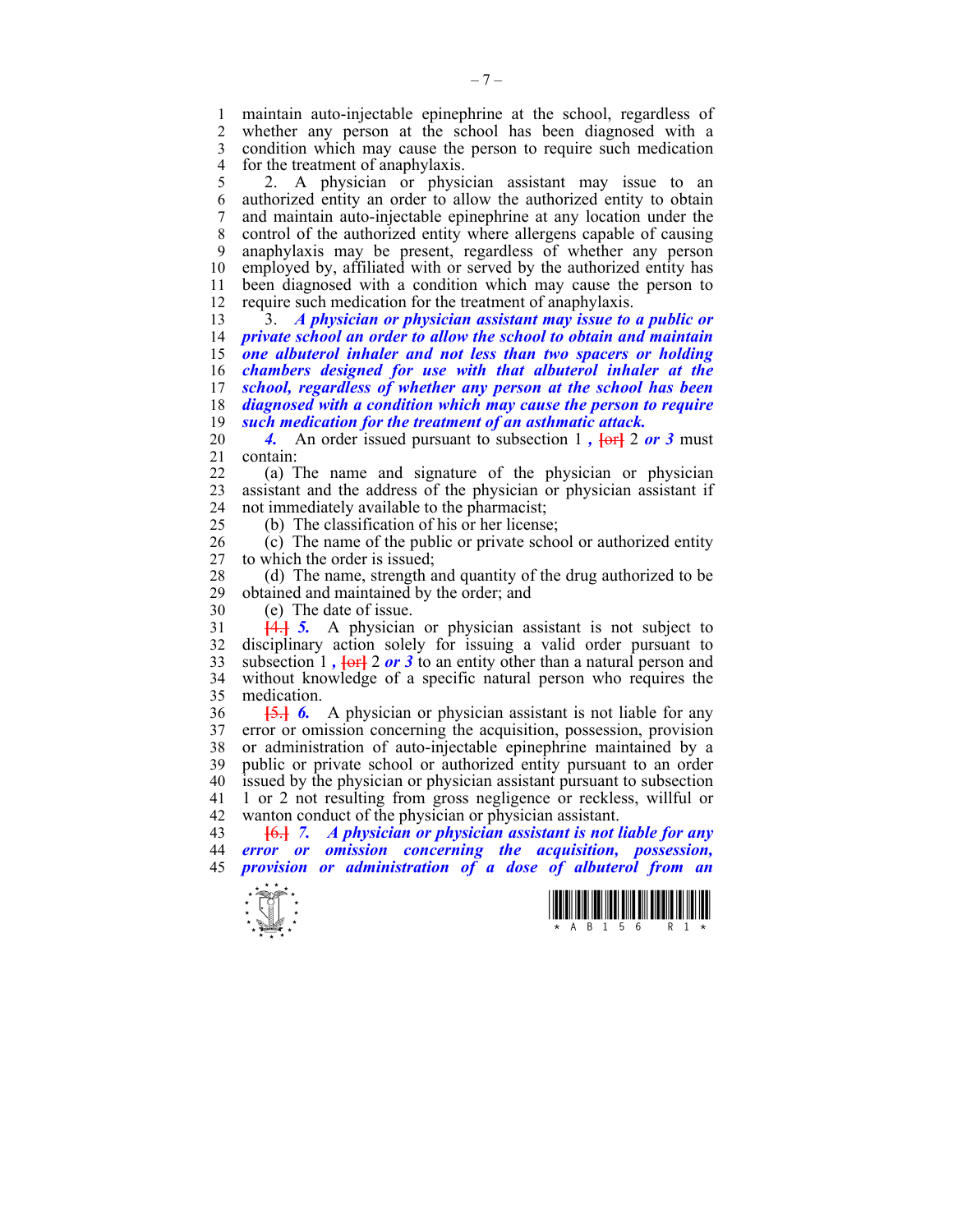maintain auto-injectable epinephrine at the school, regardless of whether any person at the school has been diagnosed with a condition which may cause the person to require such medication for the treatment of anaphylaxis.

2. A physician or physician assistant may issue to an authorized entity an order to allow the authorized entity to obtain and maintain auto-injectable epinephrine at any location under the control of the authorized entity where allergens capable of causing anaphylaxis may be present, regardless of whether any person employed by, affiliated with or served by the authorized entity has been diagnosed with a condition which may cause the person to require such medication for the treatment of anaphylaxis.

3. ***A physician or physician assistant may issue to a public or private school an order to allow the school to obtain and maintain one albuterol inhaler and not less than two spacers or holding chambers designed for use with that albuterol inhaler at the school, regardless of whether any person at the school has been diagnosed with a condition which may cause the person to require such medication for the treatment of an asthmatic attack.***

***4.*** An order issued pursuant to subsection 1 ***,*** [or] 2 ***or 3*** must contain:

(a) The name and signature of the physician or physician assistant and the address of the physician or physician assistant if not immediately available to the pharmacist;

(b) The classification of his or her license;

(c) The name of the public or private school or authorized entity to which the order is issued;

(d) The name, strength and quantity of the drug authorized to be obtained and maintained by the order; and

(e) The date of issue.

[4.] ***5.*** A physician or physician assistant is not subject to disciplinary action solely for issuing a valid order pursuant to subsection 1 ***,*** [or] 2 ***or 3*** to an entity other than a natural person and without knowledge of a specific natural person who requires the medication.

[5.] ***6.*** A physician or physician assistant is not liable for any error or omission concerning the acquisition, possession, provision or administration of auto-injectable epinephrine maintained by a public or private school or authorized entity pursuant to an order issued by the physician or physician assistant pursuant to subsection 1 or 2 not resulting from gross negligence or reckless, willful or wanton conduct of the physician or physician assistant.

[6.] ***7. A physician or physician assistant is not liable for any error or omission concerning the acquisition, possession, provision or administration of a dose of albuterol from an***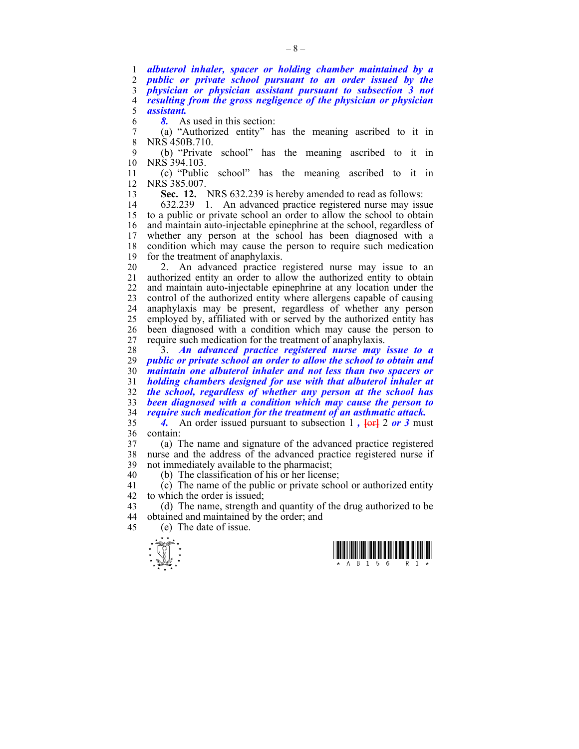***albuterol inhaler, spacer or holding chamber maintained by a public or private school pursuant to an order issued by the physician or physician assistant pursuant to subsection 3 not resulting from the gross negligence of the physician or physician assistant.***

***8.*** As used in this section:

(a) "Authorized entity" has the meaning ascribed to it in NRS 450B.710.

(b) "Private school" has the meaning ascribed to it in NRS 394.103.

(c) "Public school" has the meaning ascribed to it in NRS 385.007.

**Sec. 12.** NRS 632.239 is hereby amended to read as follows:

632.239 1. An advanced practice registered nurse may issue to a public or private school an order to allow the school to obtain and maintain auto-injectable epinephrine at the school, regardless of whether any person at the school has been diagnosed with a condition which may cause the person to require such medication for the treatment of anaphylaxis.

2. An advanced practice registered nurse may issue to an authorized entity an order to allow the authorized entity to obtain and maintain auto-injectable epinephrine at any location under the control of the authorized entity where allergens capable of causing anaphylaxis may be present, regardless of whether any person employed by, affiliated with or served by the authorized entity has been diagnosed with a condition which may cause the person to require such medication for the treatment of anaphylaxis.

3. ***An advanced practice registered nurse may issue to a public or private school an order to allow the school to obtain and maintain one albuterol inhaler and not less than two spacers or holding chambers designed for use with that albuterol inhaler at the school, regardless of whether any person at the school has been diagnosed with a condition which may cause the person to require such medication for the treatment of an asthmatic attack.***

***4.*** An order issued pursuant to subsection 1 ***,*** [or] 2 ***or 3*** must contain:

(a) The name and signature of the advanced practice registered nurse and the address of the advanced practice registered nurse if not immediately available to the pharmacist;

(b) The classification of his or her license;

(c) The name of the public or private school or authorized entity to which the order is issued;

(d) The name, strength and quantity of the drug authorized to be obtained and maintained by the order; and

(e) The date of issue.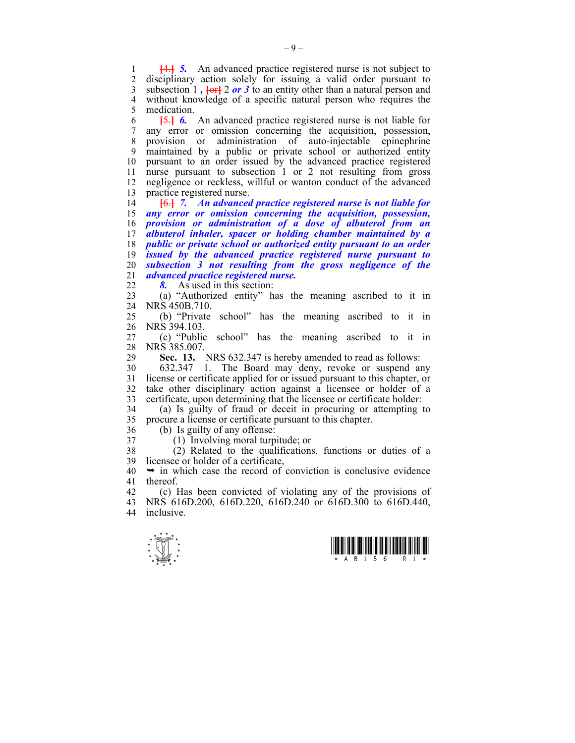[4.] *5.* An advanced practice registered nurse is not subject to disciplinary action solely for issuing a valid order pursuant to subsection 1 *,* [or] 2 *or 3* to an entity other than a natural person and without knowledge of a specific natural person who requires the medication.

[5.] *6.* An advanced practice registered nurse is not liable for any error or omission concerning the acquisition, possession, provision or administration of auto-injectable epinephrine maintained by a public or private school or authorized entity pursuant to an order issued by the advanced practice registered nurse pursuant to subsection 1 or 2 not resulting from gross negligence or reckless, willful or wanton conduct of the advanced practice registered nurse.

[6.] *7. An advanced practice registered nurse is not liable for any error or omission concerning the acquisition, possession, provision or administration of a dose of albuterol from an albuterol inhaler, spacer or holding chamber maintained by a public or private school or authorized entity pursuant to an order issued by the advanced practice registered nurse pursuant to subsection 3 not resulting from the gross negligence of the advanced practice registered nurse.*

*8.* As used in this section:

(a) "Authorized entity" has the meaning ascribed to it in NRS 450B.710.

(b) "Private school" has the meaning ascribed to it in NRS 394.103.

(c) "Public school" has the meaning ascribed to it in NRS 385.007.

**Sec. 13.** NRS 632.347 is hereby amended to read as follows:

632.347 1. The Board may deny, revoke or suspend any license or certificate applied for or issued pursuant to this chapter, or take other disciplinary action against a licensee or holder of a certificate, upon determining that the licensee or certificate holder:

(a) Is guilty of fraud or deceit in procuring or attempting to procure a license or certificate pursuant to this chapter.

(b) Is guilty of any offense:

(1) Involving moral turpitude; or

(2) Related to the qualifications, functions or duties of a licensee or holder of a certificate,

➥ in which case the record of conviction is conclusive evidence thereof.

(c) Has been convicted of violating any of the provisions of NRS 616D.200, 616D.220, 616D.240 or 616D.300 to 616D.440, inclusive.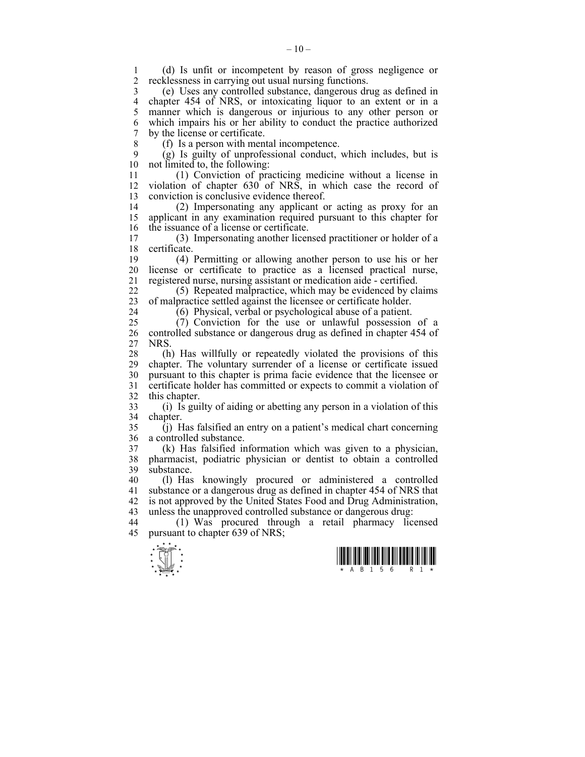(d) Is unfit or incompetent by reason of gross negligence or recklessness in carrying out usual nursing functions.

(e) Uses any controlled substance, dangerous drug as defined in chapter 454 of NRS, or intoxicating liquor to an extent or in a manner which is dangerous or injurious to any other person or which impairs his or her ability to conduct the practice authorized by the license or certificate.

(f) Is a person with mental incompetence.

(g) Is guilty of unprofessional conduct, which includes, but is not limited to, the following:

(1) Conviction of practicing medicine without a license in violation of chapter 630 of NRS, in which case the record of conviction is conclusive evidence thereof.

(2) Impersonating any applicant or acting as proxy for an applicant in any examination required pursuant to this chapter for the issuance of a license or certificate.

(3) Impersonating another licensed practitioner or holder of a certificate.

(4) Permitting or allowing another person to use his or her license or certificate to practice as a licensed practical nurse, registered nurse, nursing assistant or medication aide - certified.

(5) Repeated malpractice, which may be evidenced by claims of malpractice settled against the licensee or certificate holder.

(6) Physical, verbal or psychological abuse of a patient.

(7) Conviction for the use or unlawful possession of a controlled substance or dangerous drug as defined in chapter 454 of NRS.

(h) Has willfully or repeatedly violated the provisions of this chapter. The voluntary surrender of a license or certificate issued pursuant to this chapter is prima facie evidence that the licensee or certificate holder has committed or expects to commit a violation of this chapter.

(i) Is guilty of aiding or abetting any person in a violation of this chapter.

(j) Has falsified an entry on a patient's medical chart concerning a controlled substance.

(k) Has falsified information which was given to a physician, pharmacist, podiatric physician or dentist to obtain a controlled substance.

(l) Has knowingly procured or administered a controlled substance or a dangerous drug as defined in chapter 454 of NRS that is not approved by the United States Food and Drug Administration, unless the unapproved controlled substance or dangerous drug:

(1) Was procured through a retail pharmacy licensed pursuant to chapter 639 of NRS;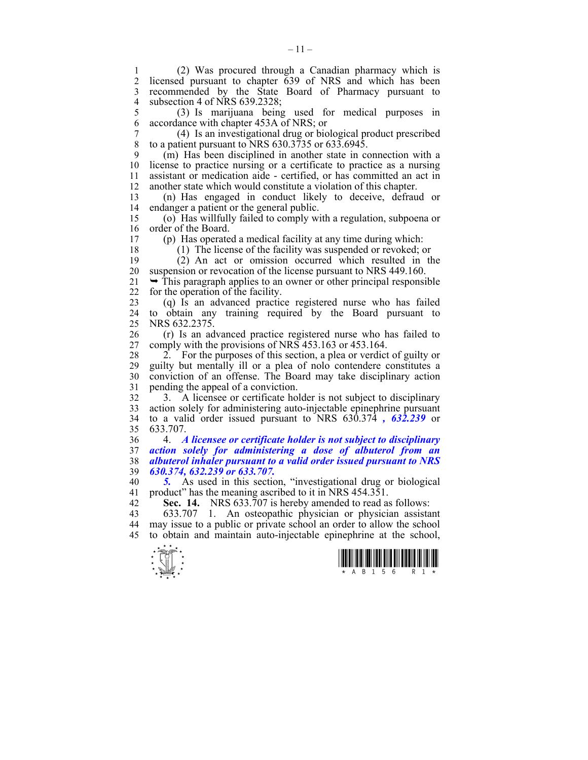(2) Was procured through a Canadian pharmacy which is licensed pursuant to chapter 639 of NRS and which has been recommended by the State Board of Pharmacy pursuant to subsection 4 of NRS 639.2328;

(3) Is marijuana being used for medical purposes in accordance with chapter 453A of NRS; or

(4) Is an investigational drug or biological product prescribed to a patient pursuant to NRS 630.3735 or 633.6945.

(m) Has been disciplined in another state in connection with a license to practice nursing or a certificate to practice as a nursing assistant or medication aide - certified, or has committed an act in another state which would constitute a violation of this chapter.

(n) Has engaged in conduct likely to deceive, defraud or endanger a patient or the general public.

(o) Has willfully failed to comply with a regulation, subpoena or order of the Board.

(p) Has operated a medical facility at any time during which:

(1) The license of the facility was suspended or revoked; or

(2) An act or omission occurred which resulted in the suspension or revocation of the license pursuant to NRS 449.160.

➥ This paragraph applies to an owner or other principal responsible for the operation of the facility.

(q) Is an advanced practice registered nurse who has failed to obtain any training required by the Board pursuant to NRS 632.2375.

(r) Is an advanced practice registered nurse who has failed to comply with the provisions of NRS 453.163 or 453.164.

2. For the purposes of this section, a plea or verdict of guilty or guilty but mentally ill or a plea of nolo contendere constitutes a conviction of an offense. The Board may take disciplinary action pending the appeal of a conviction.

3. A licensee or certificate holder is not subject to disciplinary action solely for administering auto-injectable epinephrine pursuant to a valid order issued pursuant to NRS 630.374 ***, 632.239*** or 633.707.

4. ***A licensee or certificate holder is not subject to disciplinary action solely for administering a dose of albuterol from an albuterol inhaler pursuant to a valid order issued pursuant to NRS 630.374, 632.239 or 633.707.***

***5.*** As used in this section, "investigational drug or biological product" has the meaning ascribed to it in NRS 454.351.

**Sec. 14.** NRS 633.707 is hereby amended to read as follows:

633.707 1. An osteopathic physician or physician assistant may issue to a public or private school an order to allow the school to obtain and maintain auto-injectable epinephrine at the school,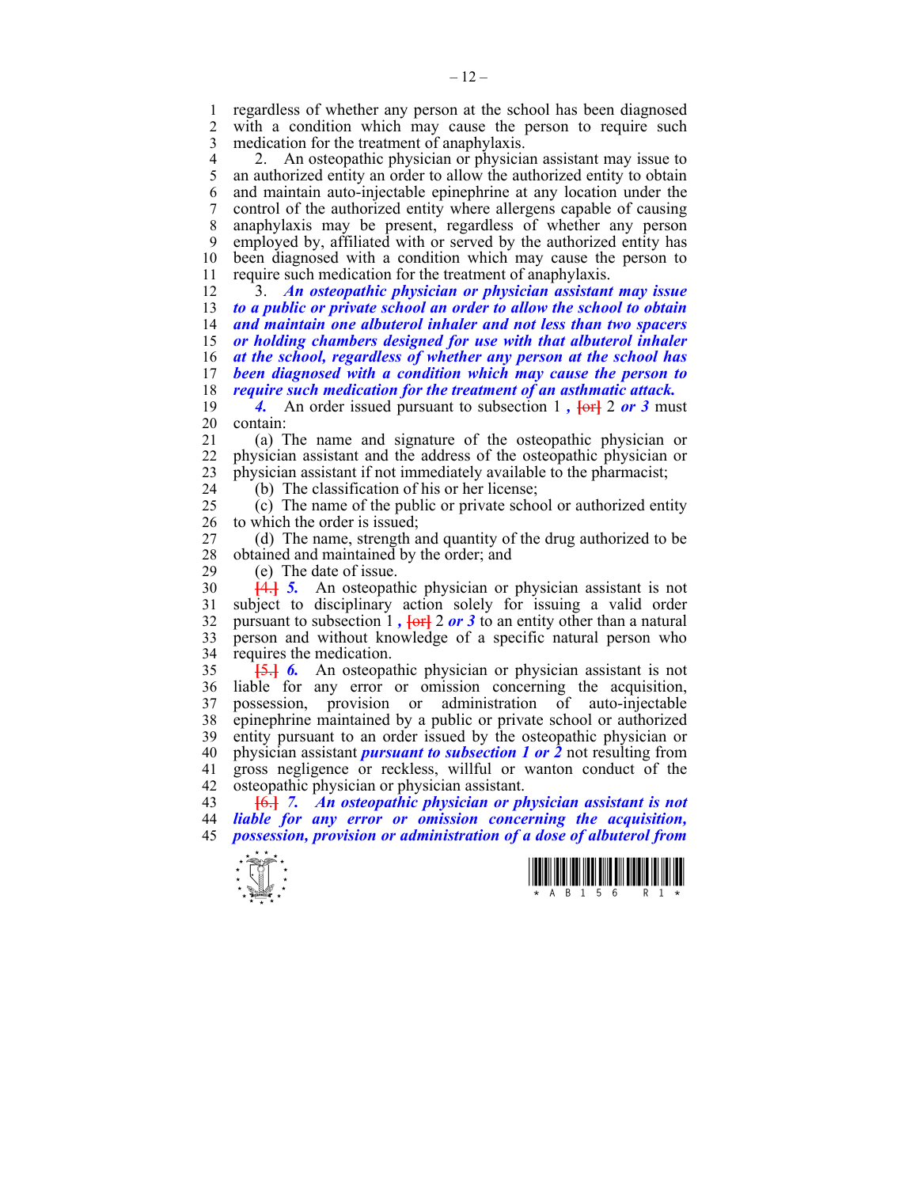regardless of whether any person at the school has been diagnosed with a condition which may cause the person to require such medication for the treatment of anaphylaxis.

2. An osteopathic physician or physician assistant may issue to an authorized entity an order to allow the authorized entity to obtain and maintain auto-injectable epinephrine at any location under the control of the authorized entity where allergens capable of causing anaphylaxis may be present, regardless of whether any person employed by, affiliated with or served by the authorized entity has been diagnosed with a condition which may cause the person to require such medication for the treatment of anaphylaxis.

3. ***An osteopathic physician or physician assistant may issue to a public or private school an order to allow the school to obtain and maintain one albuterol inhaler and not less than two spacers or holding chambers designed for use with that albuterol inhaler at the school, regardless of whether any person at the school has been diagnosed with a condition which may cause the person to require such medication for the treatment of an asthmatic attack.***

***4.*** An order issued pursuant to subsection 1 ***,*** ~~[or]~~ 2 ***or 3*** must contain:

(a) The name and signature of the osteopathic physician or physician assistant and the address of the osteopathic physician or physician assistant if not immediately available to the pharmacist;

(b) The classification of his or her license;

(c) The name of the public or private school or authorized entity to which the order is issued;

(d) The name, strength and quantity of the drug authorized to be obtained and maintained by the order; and

(e) The date of issue.

~~[4.]~~ ***5.*** An osteopathic physician or physician assistant is not subject to disciplinary action solely for issuing a valid order pursuant to subsection 1 ***,*** ~~[or]~~ 2 ***or 3*** to an entity other than a natural person and without knowledge of a specific natural person who requires the medication.

~~[5.]~~ ***6.*** An osteopathic physician or physician assistant is not liable for any error or omission concerning the acquisition, possession, provision or administration of auto-injectable epinephrine maintained by a public or private school or authorized entity pursuant to an order issued by the osteopathic physician or physician assistant ***pursuant to subsection 1 or 2*** not resulting from gross negligence or reckless, willful or wanton conduct of the osteopathic physician or physician assistant.

~~[6.]~~ ***7. An osteopathic physician or physician assistant is not liable for any error or omission concerning the acquisition, possession, provision or administration of a dose of albuterol from***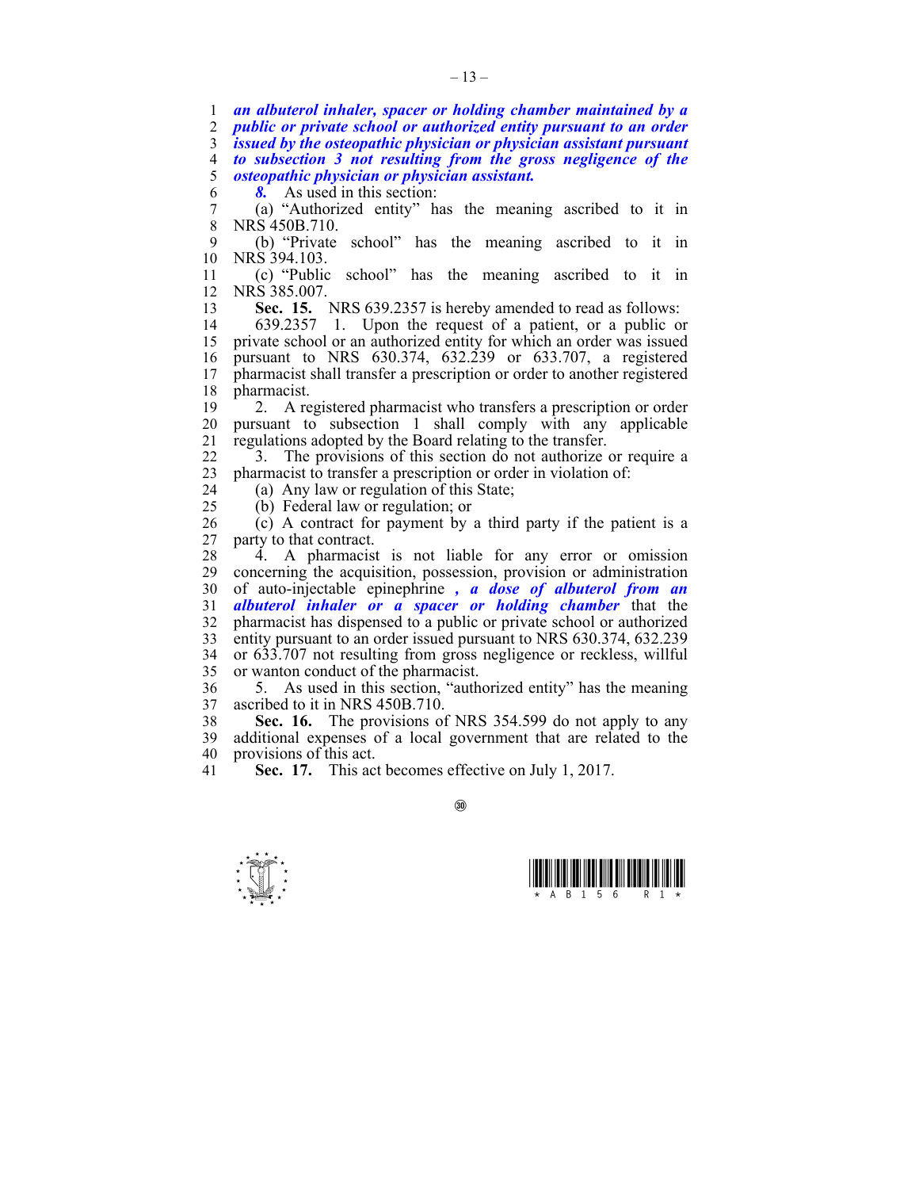***an albuterol inhaler, spacer or holding chamber maintained by a public or private school or authorized entity pursuant to an order issued by the osteopathic physician or physician assistant pursuant to subsection 3 not resulting from the gross negligence of the osteopathic physician or physician assistant.***

***8.*** As used in this section:

(a) "Authorized entity" has the meaning ascribed to it in NRS 450B.710.

(b) "Private school" has the meaning ascribed to it in NRS 394.103.

(c) "Public school" has the meaning ascribed to it in NRS 385.007.

**Sec. 15.** NRS 639.2357 is hereby amended to read as follows:

639.2357 1. Upon the request of a patient, or a public or private school or an authorized entity for which an order was issued pursuant to NRS 630.374, 632.239 or 633.707, a registered pharmacist shall transfer a prescription or order to another registered pharmacist.

2. A registered pharmacist who transfers a prescription or order pursuant to subsection 1 shall comply with any applicable regulations adopted by the Board relating to the transfer.

3. The provisions of this section do not authorize or require a pharmacist to transfer a prescription or order in violation of:

(a) Any law or regulation of this State;

(b) Federal law or regulation; or

(c) A contract for payment by a third party if the patient is a party to that contract.

4. A pharmacist is not liable for any error or omission concerning the acquisition, possession, provision or administration of auto-injectable epinephrine ***, a dose of albuterol from an albuterol inhaler or a spacer or holding chamber*** that the pharmacist has dispensed to a public or private school or authorized entity pursuant to an order issued pursuant to NRS 630.374, 632.239 or 633.707 not resulting from gross negligence or reckless, willful or wanton conduct of the pharmacist.

5. As used in this section, "authorized entity" has the meaning ascribed to it in NRS 450B.710.

**Sec. 16.** The provisions of NRS 354.599 do not apply to any additional expenses of a local government that are related to the provisions of this act.

**Sec. 17.** This act becomes effective on July 1, 2017.

⑳

\* A B 1 5 6 R 1 \*